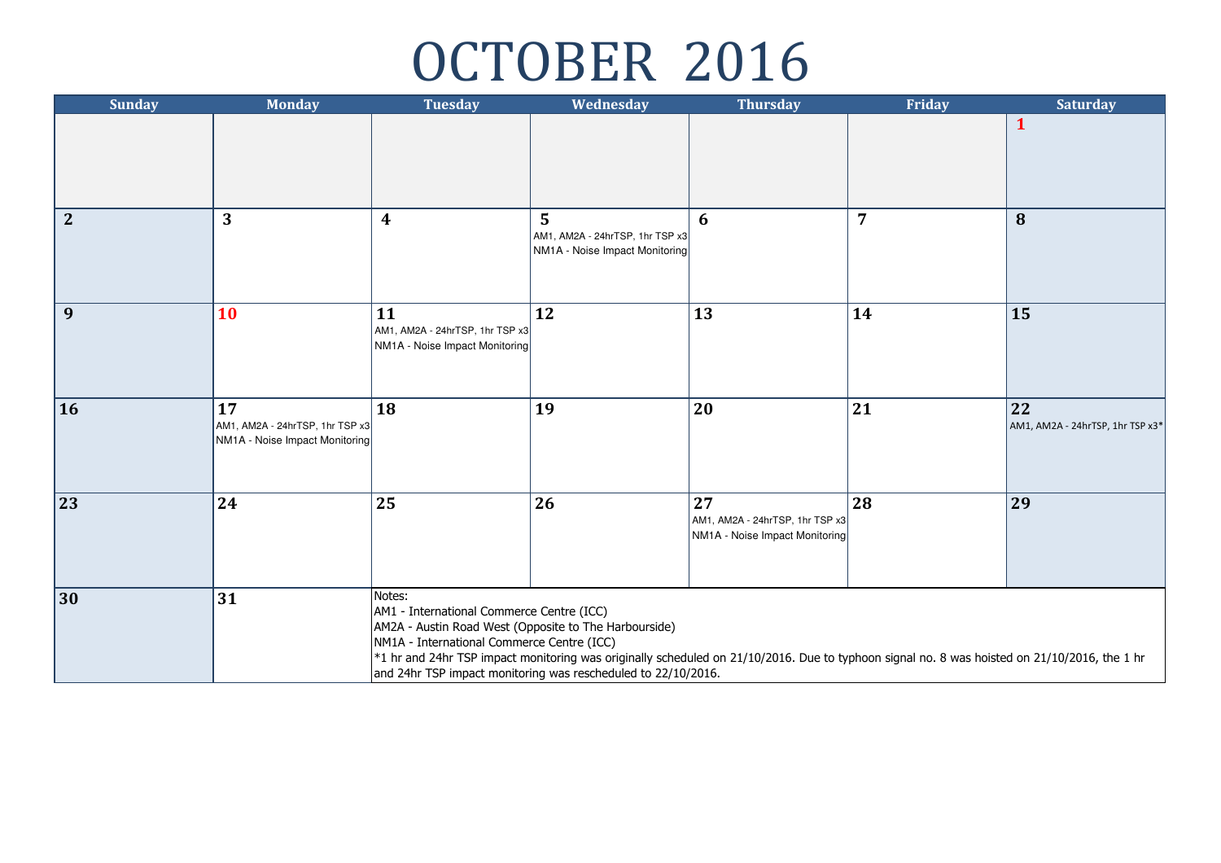# OCTOBER 2016

| Sunday | Monday | Tuesday | Wednesday | Thursday | Friday | Saturday |
|---|---|---|---|---|---|---|
| | | | | | | 1 |
| 2 | 3 | 4 | 5<br>AM1, AM2A - 24hrTSP, 1hr TSP x3<br>NM1A - Noise Impact Monitoring | 6 | 7 | 8 |
| 9 | 10 | 11<br>AM1, AM2A - 24hrTSP, 1hr TSP x3<br>NM1A - Noise Impact Monitoring | 12 | 13 | 14 | 15 |
| 16 | 17<br>AM1, AM2A - 24hrTSP, 1hr TSP x3<br>NM1A - Noise Impact Monitoring | 18 | 19 | 20 | 21 | 22<br>AM1, AM2A - 24hrTSP, 1hr TSP x3* |
| 23 | 24 | 25 | 26 | 27<br>AM1, AM2A - 24hrTSP, 1hr TSP x3<br>NM1A - Noise Impact Monitoring | 28 | 29 |
| 30 | 31 | | | | | |

Notes:
AM1 - International Commerce Centre (ICC)
AM2A - Austin Road West (Opposite to The Harbourside)
NM1A - International Commerce Centre (ICC)
*1 hr and 24hr TSP impact monitoring was originally scheduled on 21/10/2016. Due to typhoon signal no. 8 was hoisted on 21/10/2016, the 1 hr and 24hr TSP impact monitoring was rescheduled to 22/10/2016.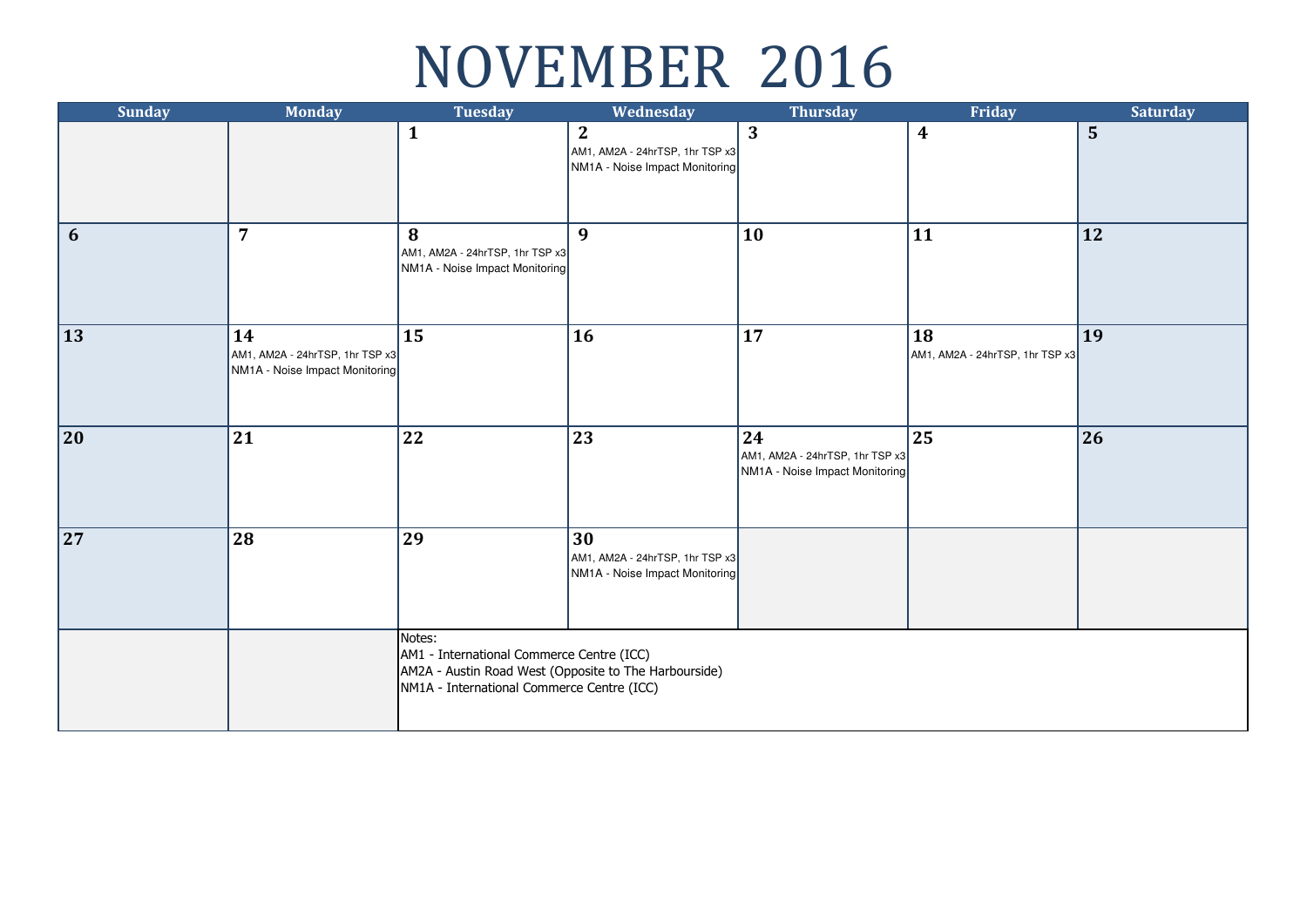# NOVEMBER 2016

| Sunday | Monday | Tuesday | Wednesday | Thursday | Friday | Saturday |
|---|---|---|---|---|---|---|
| | | **1** | **2** AM1, AM2A - 24hrTSP, 1hr TSP x3 NM1A - Noise Impact Monitoring | **3** | **4** | **5** |
| **6** | **7** | **8** AM1, AM2A - 24hrTSP, 1hr TSP x3 NM1A - Noise Impact Monitoring | **9** | **10** | **11** | **12** |
| **13** | **14** AM1, AM2A - 24hrTSP, 1hr TSP x3 NM1A - Noise Impact Monitoring | **15** | **16** | **17** | **18** AM1, AM2A - 24hrTSP, 1hr TSP x3 | **19** |
| **20** | **21** | **22** | **23** | **24** AM1, AM2A - 24hrTSP, 1hr TSP x3 NM1A - Noise Impact Monitoring | **25** | **26** |
| **27** | **28** | **29** | **30** AM1, AM2A - 24hrTSP, 1hr TSP x3 NM1A - Noise Impact Monitoring | | | |

Notes:
AM1 - International Commerce Centre (ICC)
AM2A - Austin Road West (Opposite to The Harbourside)
NM1A - International Commerce Centre (ICC)